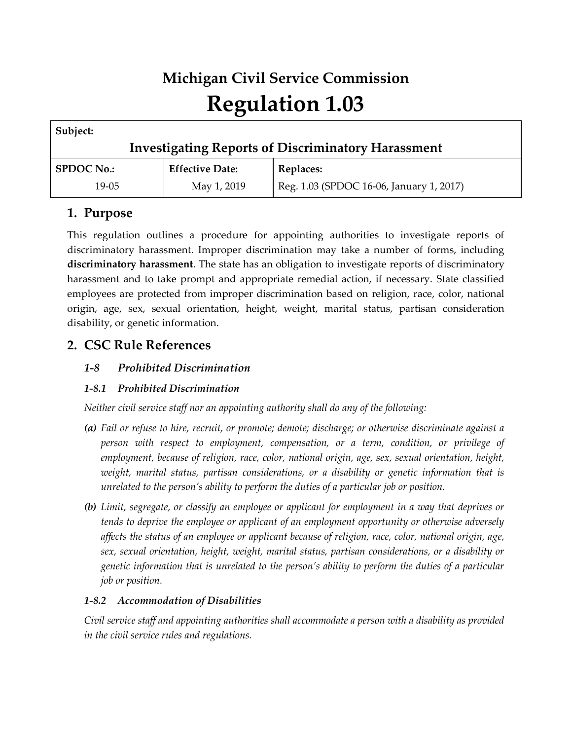# Michigan Civil Service Commission

# Regulation 1.03

| Subject: | | |
|---|---|---|
| **Investigating Reports of Discriminatory Harassment** | | |
| **SPDOC No.:** | **Effective Date:** | **Replaces:** |
| 19-05 | May 1, 2019 | Reg. 1.03 (SPDOC 16-06, January 1, 2017) |

## 1. Purpose

This regulation outlines a procedure for appointing authorities to investigate reports of discriminatory harassment. Improper discrimination may take a number of forms, including **discriminatory harassment**. The state has an obligation to investigate reports of discriminatory harassment and to take prompt and appropriate remedial action, if necessary. State classified employees are protected from improper discrimination based on religion, race, color, national origin, age, sex, sexual orientation, height, weight, marital status, partisan consideration disability, or genetic information.

## 2. CSC Rule References

### *1-8 Prohibited Discrimination*

#### *1-8.1 Prohibited Discrimination*

*Neither civil service staff nor an appointing authority shall do any of the following:*

***(a)*** *Fail or refuse to hire, recruit, or promote; demote; discharge; or otherwise discriminate against a person with respect to employment, compensation, or a term, condition, or privilege of employment, because of religion, race, color, national origin, age, sex, sexual orientation, height, weight, marital status, partisan considerations, or a disability or genetic information that is unrelated to the person's ability to perform the duties of a particular job or position.*

***(b)*** *Limit, segregate, or classify an employee or applicant for employment in a way that deprives or tends to deprive the employee or applicant of an employment opportunity or otherwise adversely affects the status of an employee or applicant because of religion, race, color, national origin, age, sex, sexual orientation, height, weight, marital status, partisan considerations, or a disability or genetic information that is unrelated to the person's ability to perform the duties of a particular job or position.*

#### *1-8.2 Accommodation of Disabilities*

*Civil service staff and appointing authorities shall accommodate a person with a disability as provided in the civil service rules and regulations.*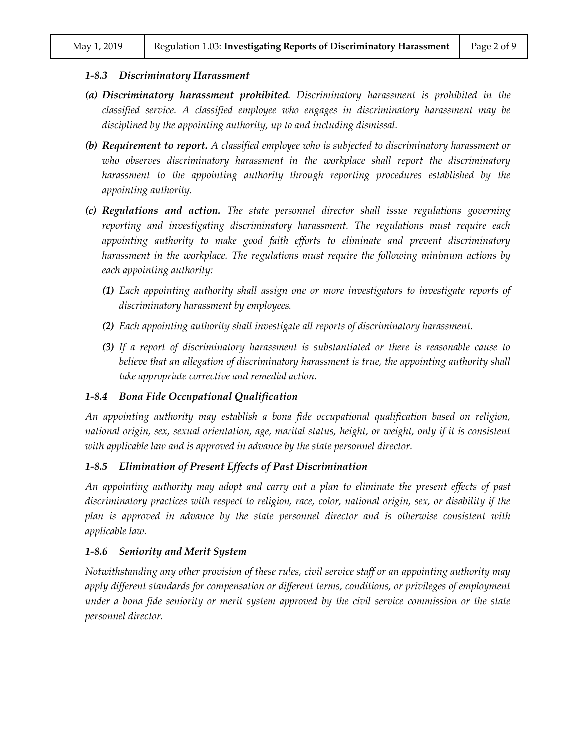### *1-8.3 Discriminatory Harassment*

***(a) Discriminatory harassment prohibited.*** *Discriminatory harassment is prohibited in the classified service. A classified employee who engages in discriminatory harassment may be disciplined by the appointing authority, up to and including dismissal.*

***(b) Requirement to report.*** *A classified employee who is subjected to discriminatory harassment or who observes discriminatory harassment in the workplace shall report the discriminatory harassment to the appointing authority through reporting procedures established by the appointing authority.*

***(c) Regulations and action.*** *The state personnel director shall issue regulations governing reporting and investigating discriminatory harassment. The regulations must require each appointing authority to make good faith efforts to eliminate and prevent discriminatory harassment in the workplace. The regulations must require the following minimum actions by each appointing authority:*

> ***(1)*** *Each appointing authority shall assign one or more investigators to investigate reports of discriminatory harassment by employees.*
>
> ***(2)*** *Each appointing authority shall investigate all reports of discriminatory harassment.*
>
> ***(3)*** *If a report of discriminatory harassment is substantiated or there is reasonable cause to believe that an allegation of discriminatory harassment is true, the appointing authority shall take appropriate corrective and remedial action.*

### *1-8.4 Bona Fide Occupational Qualification*

*An appointing authority may establish a bona fide occupational qualification based on religion, national origin, sex, sexual orientation, age, marital status, height, or weight, only if it is consistent with applicable law and is approved in advance by the state personnel director.*

### *1-8.5 Elimination of Present Effects of Past Discrimination*

*An appointing authority may adopt and carry out a plan to eliminate the present effects of past discriminatory practices with respect to religion, race, color, national origin, sex, or disability if the plan is approved in advance by the state personnel director and is otherwise consistent with applicable law.*

### *1-8.6 Seniority and Merit System*

*Notwithstanding any other provision of these rules, civil service staff or an appointing authority may apply different standards for compensation or different terms, conditions, or privileges of employment under a bona fide seniority or merit system approved by the civil service commission or the state personnel director.*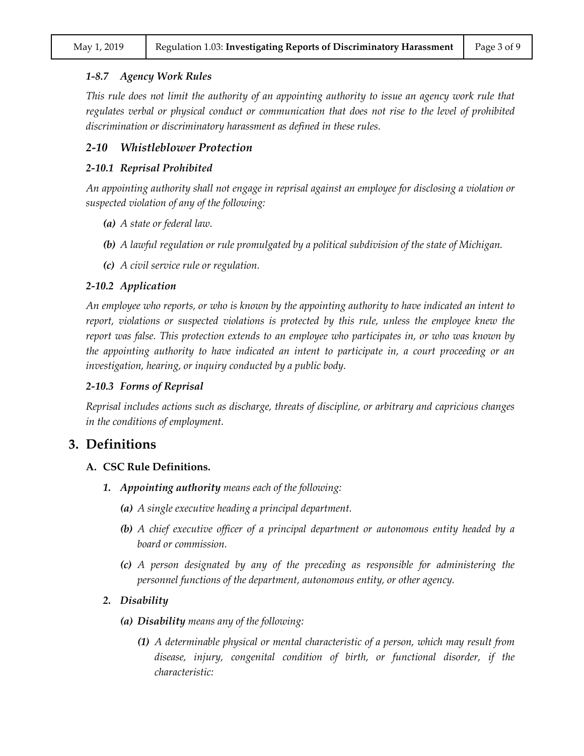### *1-8.7 Agency Work Rules*

*This rule does not limit the authority of an appointing authority to issue an agency work rule that regulates verbal or physical conduct or communication that does not rise to the level of prohibited discrimination or discriminatory harassment as defined in these rules.*

### *2-10 Whistleblower Protection*

#### *2-10.1 Reprisal Prohibited*

*An appointing authority shall not engage in reprisal against an employee for disclosing a violation or suspected violation of any of the following:*

- ***(a)*** *A state or federal law.*
- ***(b)*** *A lawful regulation or rule promulgated by a political subdivision of the state of Michigan.*
- ***(c)*** *A civil service rule or regulation.*

#### *2-10.2 Application*

*An employee who reports, or who is known by the appointing authority to have indicated an intent to report, violations or suspected violations is protected by this rule, unless the employee knew the report was false. This protection extends to an employee who participates in, or who was known by the appointing authority to have indicated an intent to participate in, a court proceeding or an investigation, hearing, or inquiry conducted by a public body.*

#### *2-10.3 Forms of Reprisal*

*Reprisal includes actions such as discharge, threats of discipline, or arbitrary and capricious changes in the conditions of employment.*

## 3. Definitions

**A. CSC Rule Definitions.**

1. ***Appointing authority*** *means each of the following:*
   - ***(a)*** *A single executive heading a principal department.*
   - ***(b)*** *A chief executive officer of a principal department or autonomous entity headed by a board or commission.*
   - ***(c)*** *A person designated by any of the preceding as responsible for administering the personnel functions of the department, autonomous entity, or other agency.*
2. ***Disability***
   - ***(a) Disability*** *means any of the following:*
     - ***(1)*** *A determinable physical or mental characteristic of a person, which may result from disease, injury, congenital condition of birth, or functional disorder, if the characteristic:*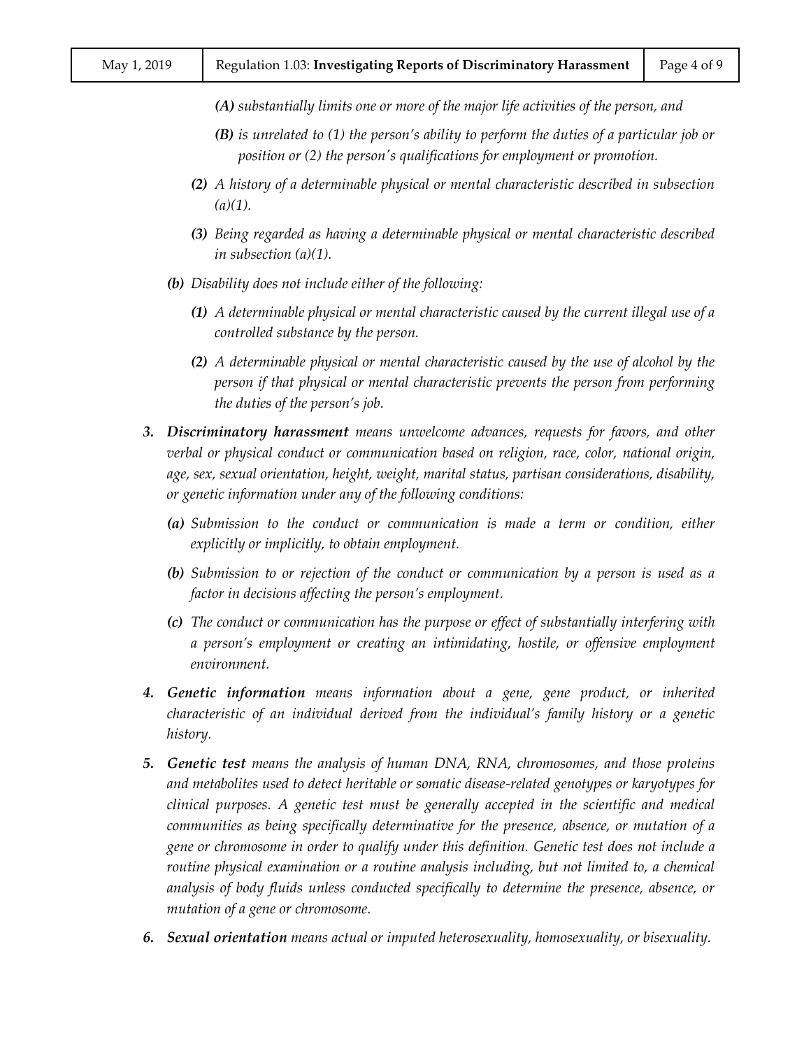*(A)* *substantially limits one or more of the major life activities of the person, and*

*(B)* *is unrelated to (1) the person's ability to perform the duties of a particular job or position or (2) the person's qualifications for employment or promotion.*

*(2)* *A history of a determinable physical or mental characteristic described in subsection (a)(1).*

*(3)* *Being regarded as having a determinable physical or mental characteristic described in subsection (a)(1).*

*(b)* *Disability does not include either of the following:*

*(1)* *A determinable physical or mental characteristic caused by the current illegal use of a controlled substance by the person.*

*(2)* *A determinable physical or mental characteristic caused by the use of alcohol by the person if that physical or mental characteristic prevents the person from performing the duties of the person's job.*

3. ***Discriminatory harassment*** *means unwelcome advances, requests for favors, and other verbal or physical conduct or communication based on religion, race, color, national origin, age, sex, sexual orientation, height, weight, marital status, partisan considerations, disability, or genetic information under any of the following conditions:*

   *(a)* *Submission to the conduct or communication is made a term or condition, either explicitly or implicitly, to obtain employment.*

   *(b)* *Submission to or rejection of the conduct or communication by a person is used as a factor in decisions affecting the person's employment.*

   *(c)* *The conduct or communication has the purpose or effect of substantially interfering with a person's employment or creating an intimidating, hostile, or offensive employment environment.*

4. ***Genetic information*** *means information about a gene, gene product, or inherited characteristic of an individual derived from the individual's family history or a genetic history.*

5. ***Genetic test*** *means the analysis of human DNA, RNA, chromosomes, and those proteins and metabolites used to detect heritable or somatic disease-related genotypes or karyotypes for clinical purposes. A genetic test must be generally accepted in the scientific and medical communities as being specifically determinative for the presence, absence, or mutation of a gene or chromosome in order to qualify under this definition. Genetic test does not include a routine physical examination or a routine analysis including, but not limited to, a chemical analysis of body fluids unless conducted specifically to determine the presence, absence, or mutation of a gene or chromosome.*

6. ***Sexual orientation*** *means actual or imputed heterosexuality, homosexuality, or bisexuality.*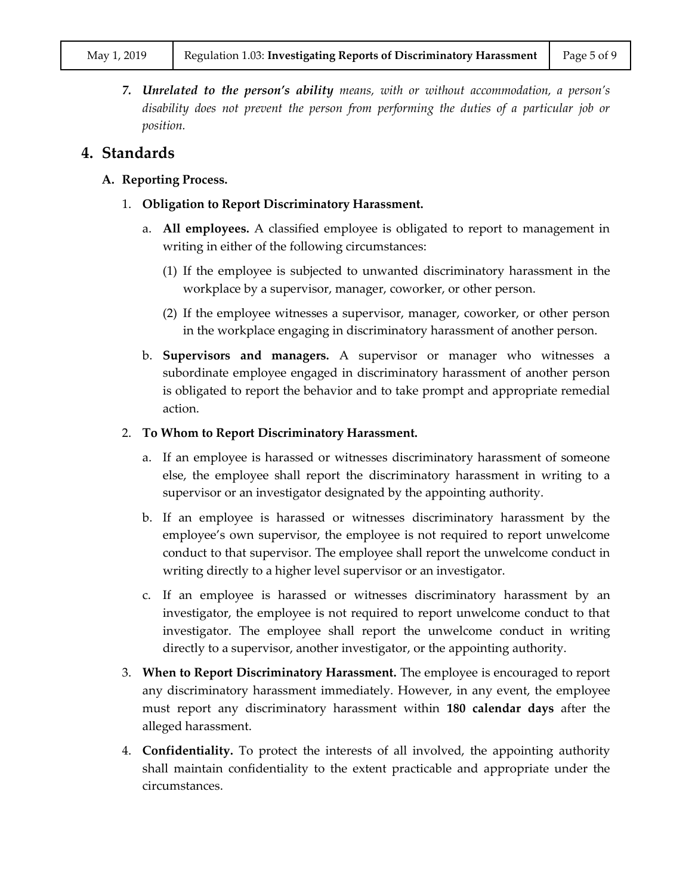7. ***Unrelated to the person's ability*** *means, with or without accommodation, a person's disability does not prevent the person from performing the duties of a particular job or position.*

## 4. Standards

### A. Reporting Process.

1. **Obligation to Report Discriminatory Harassment.**

   a. **All employees.** A classified employee is obligated to report to management in writing in either of the following circumstances:

      (1) If the employee is subjected to unwanted discriminatory harassment in the workplace by a supervisor, manager, coworker, or other person.

      (2) If the employee witnesses a supervisor, manager, coworker, or other person in the workplace engaging in discriminatory harassment of another person.

   b. **Supervisors and managers.** A supervisor or manager who witnesses a subordinate employee engaged in discriminatory harassment of another person is obligated to report the behavior and to take prompt and appropriate remedial action.

2. **To Whom to Report Discriminatory Harassment.**

   a. If an employee is harassed or witnesses discriminatory harassment of someone else, the employee shall report the discriminatory harassment in writing to a supervisor or an investigator designated by the appointing authority.

   b. If an employee is harassed or witnesses discriminatory harassment by the employee's own supervisor, the employee is not required to report unwelcome conduct to that supervisor. The employee shall report the unwelcome conduct in writing directly to a higher level supervisor or an investigator.

   c. If an employee is harassed or witnesses discriminatory harassment by an investigator, the employee is not required to report unwelcome conduct to that investigator. The employee shall report the unwelcome conduct in writing directly to a supervisor, another investigator, or the appointing authority.

3. **When to Report Discriminatory Harassment.** The employee is encouraged to report any discriminatory harassment immediately. However, in any event, the employee must report any discriminatory harassment within **180 calendar days** after the alleged harassment.

4. **Confidentiality.** To protect the interests of all involved, the appointing authority shall maintain confidentiality to the extent practicable and appropriate under the circumstances.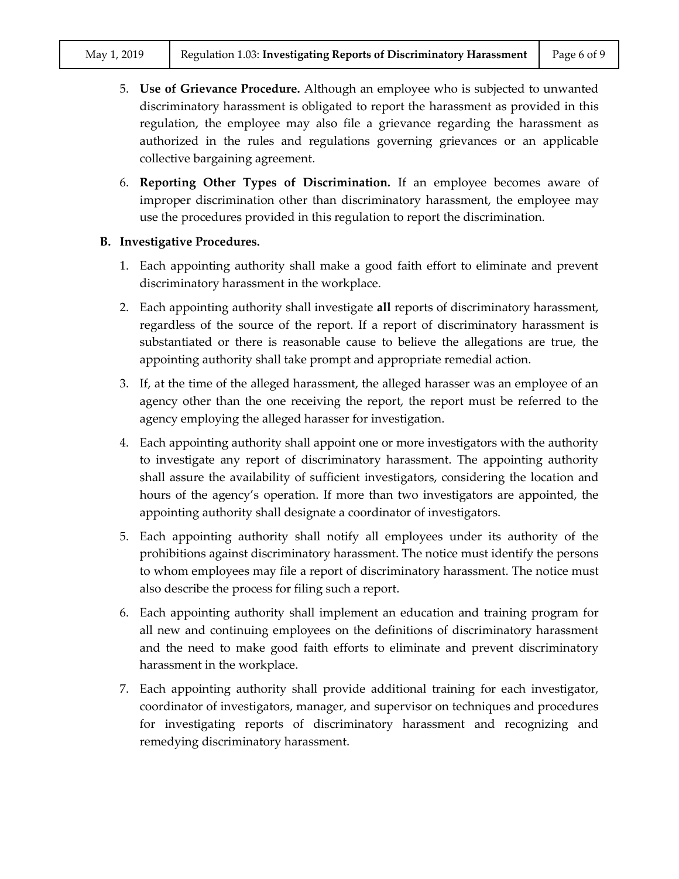5. **Use of Grievance Procedure.** Although an employee who is subjected to unwanted discriminatory harassment is obligated to report the harassment as provided in this regulation, the employee may also file a grievance regarding the harassment as authorized in the rules and regulations governing grievances or an applicable collective bargaining agreement.

6. **Reporting Other Types of Discrimination.** If an employee becomes aware of improper discrimination other than discriminatory harassment, the employee may use the procedures provided in this regulation to report the discrimination.

**B. Investigative Procedures.**

1. Each appointing authority shall make a good faith effort to eliminate and prevent discriminatory harassment in the workplace.

2. Each appointing authority shall investigate **all** reports of discriminatory harassment, regardless of the source of the report. If a report of discriminatory harassment is substantiated or there is reasonable cause to believe the allegations are true, the appointing authority shall take prompt and appropriate remedial action.

3. If, at the time of the alleged harassment, the alleged harasser was an employee of an agency other than the one receiving the report, the report must be referred to the agency employing the alleged harasser for investigation.

4. Each appointing authority shall appoint one or more investigators with the authority to investigate any report of discriminatory harassment. The appointing authority shall assure the availability of sufficient investigators, considering the location and hours of the agency's operation. If more than two investigators are appointed, the appointing authority shall designate a coordinator of investigators.

5. Each appointing authority shall notify all employees under its authority of the prohibitions against discriminatory harassment. The notice must identify the persons to whom employees may file a report of discriminatory harassment. The notice must also describe the process for filing such a report.

6. Each appointing authority shall implement an education and training program for all new and continuing employees on the definitions of discriminatory harassment and the need to make good faith efforts to eliminate and prevent discriminatory harassment in the workplace.

7. Each appointing authority shall provide additional training for each investigator, coordinator of investigators, manager, and supervisor on techniques and procedures for investigating reports of discriminatory harassment and recognizing and remedying discriminatory harassment.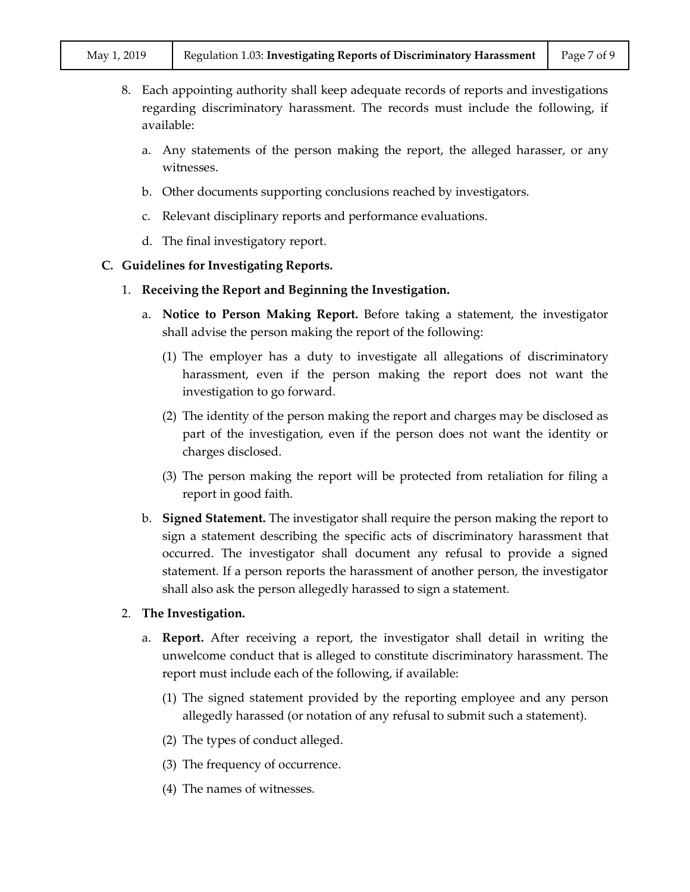8. Each appointing authority shall keep adequate records of reports and investigations regarding discriminatory harassment. The records must include the following, if available:

   a. Any statements of the person making the report, the alleged harasser, or any witnesses.

   b. Other documents supporting conclusions reached by investigators.

   c. Relevant disciplinary reports and performance evaluations.

   d. The final investigatory report.

**C. Guidelines for Investigating Reports.**

1. **Receiving the Report and Beginning the Investigation.**

   a. **Notice to Person Making Report.** Before taking a statement, the investigator shall advise the person making the report of the following:

      (1) The employer has a duty to investigate all allegations of discriminatory harassment, even if the person making the report does not want the investigation to go forward.

      (2) The identity of the person making the report and charges may be disclosed as part of the investigation, even if the person does not want the identity or charges disclosed.

      (3) The person making the report will be protected from retaliation for filing a report in good faith.

   b. **Signed Statement.** The investigator shall require the person making the report to sign a statement describing the specific acts of discriminatory harassment that occurred. The investigator shall document any refusal to provide a signed statement. If a person reports the harassment of another person, the investigator shall also ask the person allegedly harassed to sign a statement.

2. **The Investigation.**

   a. **Report.** After receiving a report, the investigator shall detail in writing the unwelcome conduct that is alleged to constitute discriminatory harassment. The report must include each of the following, if available:

      (1) The signed statement provided by the reporting employee and any person allegedly harassed (or notation of any refusal to submit such a statement).

      (2) The types of conduct alleged.

      (3) The frequency of occurrence.

      (4) The names of witnesses.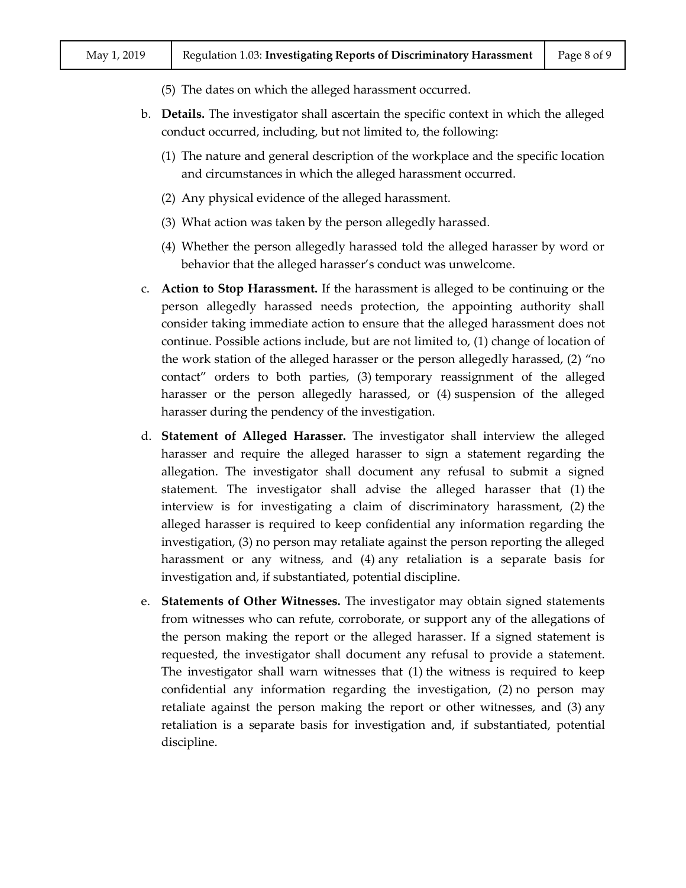(5) The dates on which the alleged harassment occurred.

b. **Details.** The investigator shall ascertain the specific context in which the alleged conduct occurred, including, but not limited to, the following:

   (1) The nature and general description of the workplace and the specific location and circumstances in which the alleged harassment occurred.

   (2) Any physical evidence of the alleged harassment.

   (3) What action was taken by the person allegedly harassed.

   (4) Whether the person allegedly harassed told the alleged harasser by word or behavior that the alleged harasser's conduct was unwelcome.

c. **Action to Stop Harassment.** If the harassment is alleged to be continuing or the person allegedly harassed needs protection, the appointing authority shall consider taking immediate action to ensure that the alleged harassment does not continue. Possible actions include, but are not limited to, (1) change of location of the work station of the alleged harasser or the person allegedly harassed, (2) "no contact" orders to both parties, (3) temporary reassignment of the alleged harasser or the person allegedly harassed, or (4) suspension of the alleged harasser during the pendency of the investigation.

d. **Statement of Alleged Harasser.** The investigator shall interview the alleged harasser and require the alleged harasser to sign a statement regarding the allegation. The investigator shall document any refusal to submit a signed statement. The investigator shall advise the alleged harasser that (1) the interview is for investigating a claim of discriminatory harassment, (2) the alleged harasser is required to keep confidential any information regarding the investigation, (3) no person may retaliate against the person reporting the alleged harassment or any witness, and (4) any retaliation is a separate basis for investigation and, if substantiated, potential discipline.

e. **Statements of Other Witnesses.** The investigator may obtain signed statements from witnesses who can refute, corroborate, or support any of the allegations of the person making the report or the alleged harasser. If a signed statement is requested, the investigator shall document any refusal to provide a statement. The investigator shall warn witnesses that (1) the witness is required to keep confidential any information regarding the investigation, (2) no person may retaliate against the person making the report or other witnesses, and (3) any retaliation is a separate basis for investigation and, if substantiated, potential discipline.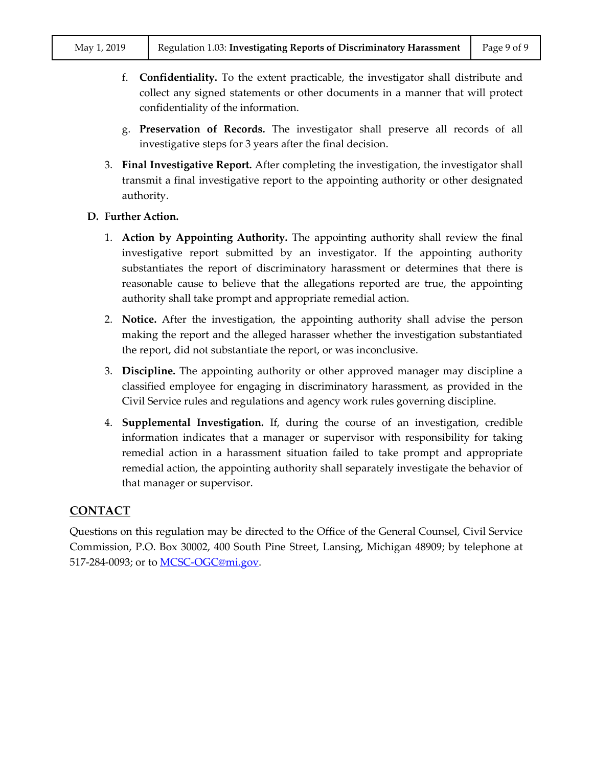f. **Confidentiality.** To the extent practicable, the investigator shall distribute and collect any signed statements or other documents in a manner that will protect confidentiality of the information.

g. **Preservation of Records.** The investigator shall preserve all records of all investigative steps for 3 years after the final decision.

3. **Final Investigative Report.** After completing the investigation, the investigator shall transmit a final investigative report to the appointing authority or other designated authority.

**D. Further Action.**

1. **Action by Appointing Authority.** The appointing authority shall review the final investigative report submitted by an investigator. If the appointing authority substantiates the report of discriminatory harassment or determines that there is reasonable cause to believe that the allegations reported are true, the appointing authority shall take prompt and appropriate remedial action.

2. **Notice.** After the investigation, the appointing authority shall advise the person making the report and the alleged harasser whether the investigation substantiated the report, did not substantiate the report, or was inconclusive.

3. **Discipline.** The appointing authority or other approved manager may discipline a classified employee for engaging in discriminatory harassment, as provided in the Civil Service rules and regulations and agency work rules governing discipline.

4. **Supplemental Investigation.** If, during the course of an investigation, credible information indicates that a manager or supervisor with responsibility for taking remedial action in a harassment situation failed to take prompt and appropriate remedial action, the appointing authority shall separately investigate the behavior of that manager or supervisor.

## CONTACT

Questions on this regulation may be directed to the Office of the General Counsel, Civil Service Commission, P.O. Box 30002, 400 South Pine Street, Lansing, Michigan 48909; by telephone at 517-284-0093; or to MCSC-OGC@mi.gov.